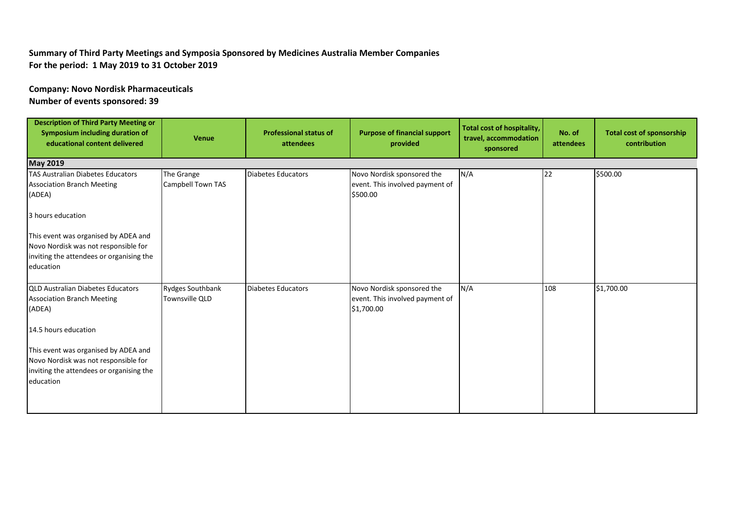**Summary of Third Party Meetings and Symposia Sponsored by Medicines Australia Member Companies**
**For the period: 1 May 2019 to 31 October 2019**

**Company: Novo Nordisk Pharmaceuticals**
**Number of events sponsored: 39**

| Description of Third Party Meeting or Symposium including duration of educational content delivered | Venue | Professional status of attendees | Purpose of financial support provided | Total cost of hospitality, travel, accommodation sponsored | No. of attendees | Total cost of sponsorship contribution |
|---|---|---|---|---|---|---|
| **May 2019** | | | | | | |
| TAS Australian Diabetes Educators Association Branch Meeting (ADEA)<br><br>3 hours education<br><br>This event was organised by ADEA and Novo Nordisk was not responsible for inviting the attendees or organising the education | The Grange Campbell Town TAS | Diabetes Educators | Novo Nordisk sponsored the event. This involved payment of $500.00 | N/A | 22 | $500.00 |
| QLD Australian Diabetes Educators Association Branch Meeting (ADEA)<br><br>14.5 hours education<br><br>This event was organised by ADEA and Novo Nordisk was not responsible for inviting the attendees or organising the education | Rydges Southbank Townsville QLD | Diabetes Educators | Novo Nordisk sponsored the event. This involved payment of $1,700.00 | N/A | 108 | $1,700.00 |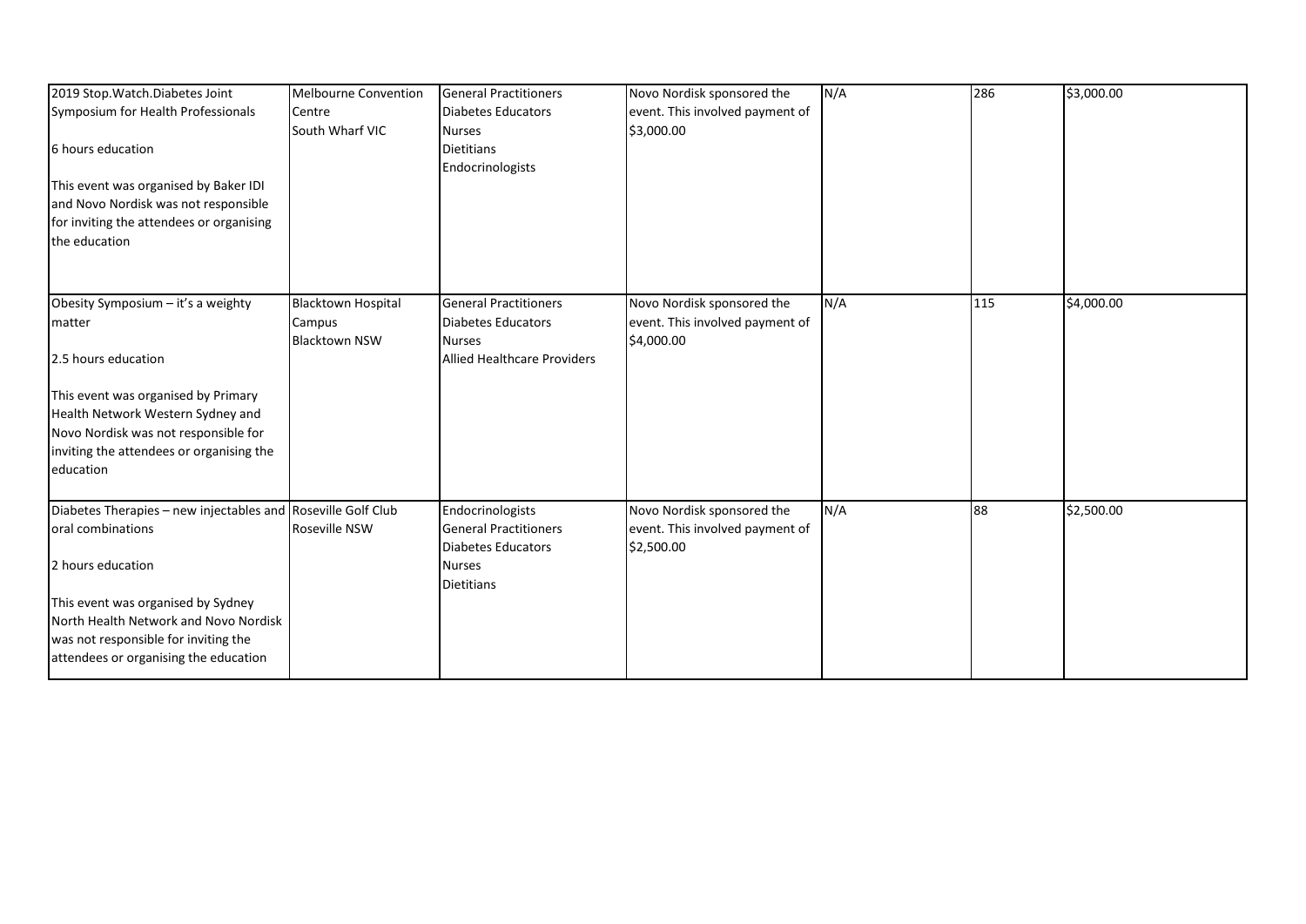| | | | | | | |
|---|---|---|---|---|---|---|
| 2019 Stop.Watch.Diabetes Joint Symposium for Health Professionals<br><br>6 hours education<br><br>This event was organised by Baker IDI and Novo Nordisk was not responsible for inviting the attendees or organising the education | Melbourne Convention Centre<br>South Wharf VIC | General Practitioners<br>Diabetes Educators<br>Nurses<br>Dietitians<br>Endocrinologists | Novo Nordisk sponsored the event. This involved payment of $3,000.00 | N/A | 286 | $3,000.00 |
| Obesity Symposium – it's a weighty matter<br><br>2.5 hours education<br><br>This event was organised by Primary Health Network Western Sydney and Novo Nordisk was not responsible for inviting the attendees or organising the education | Blacktown Hospital Campus<br>Blacktown NSW | General Practitioners<br>Diabetes Educators<br>Nurses<br>Allied Healthcare Providers | Novo Nordisk sponsored the event. This involved payment of $4,000.00 | N/A | 115 | $4,000.00 |
| Diabetes Therapies – new injectables and oral combinations<br><br>2 hours education<br><br>This event was organised by Sydney North Health Network and Novo Nordisk was not responsible for inviting the attendees or organising the education | Roseville Golf Club<br>Roseville NSW | Endocrinologists<br>General Practitioners<br>Diabetes Educators<br>Nurses<br>Dietitians | Novo Nordisk sponsored the event. This involved payment of $2,500.00 | N/A | 88 | $2,500.00 |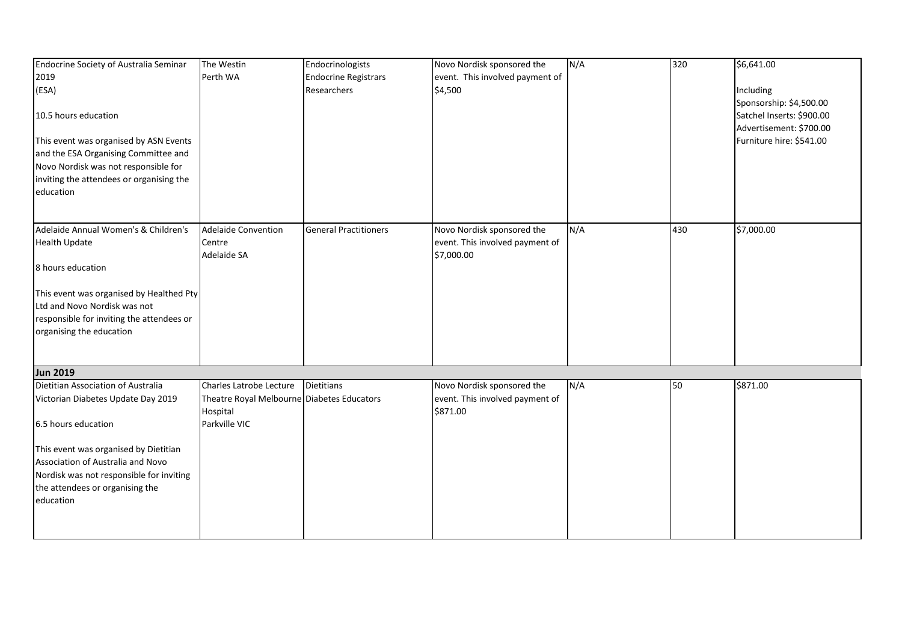| | | | | | | |
|---|---|---|---|---|---|---|
| Endocrine Society of Australia Seminar 2019 (ESA)<br><br>10.5 hours education<br><br>This event was organised by ASN Events and the ESA Organising Committee and Novo Nordisk was not responsible for inviting the attendees or organising the education | The Westin Perth WA | Endocrinologists<br>Endocrine Registrars<br>Researchers | Novo Nordisk sponsored the event. This involved payment of $4,500 | N/A | 320 | $6,641.00<br><br>Including<br>Sponsorship: $4,500.00<br>Satchel Inserts: $900.00<br>Advertisement: $700.00<br>Furniture hire: $541.00 |
| Adelaide Annual Women's & Children's Health Update<br><br>8 hours education<br><br>This event was organised by Healthed Pty Ltd and Novo Nordisk was not responsible for inviting the attendees or organising the education | Adelaide Convention Centre Adelaide SA | General Practitioners | Novo Nordisk sponsored the event. This involved payment of $7,000.00 | N/A | 430 | $7,000.00 |
| **Jun 2019** | | | | | | |
| Dietitian Association of Australia Victorian Diabetes Update Day 2019<br><br>6.5 hours education<br><br>This event was organised by Dietitian Association of Australia and Novo Nordisk was not responsible for inviting the attendees or organising the education | Charles Latrobe Lecture Theatre Royal Melbourne Hospital Parkville VIC | Dietitians<br>Diabetes Educators | Novo Nordisk sponsored the event. This involved payment of $871.00 | N/A | 50 | $871.00 |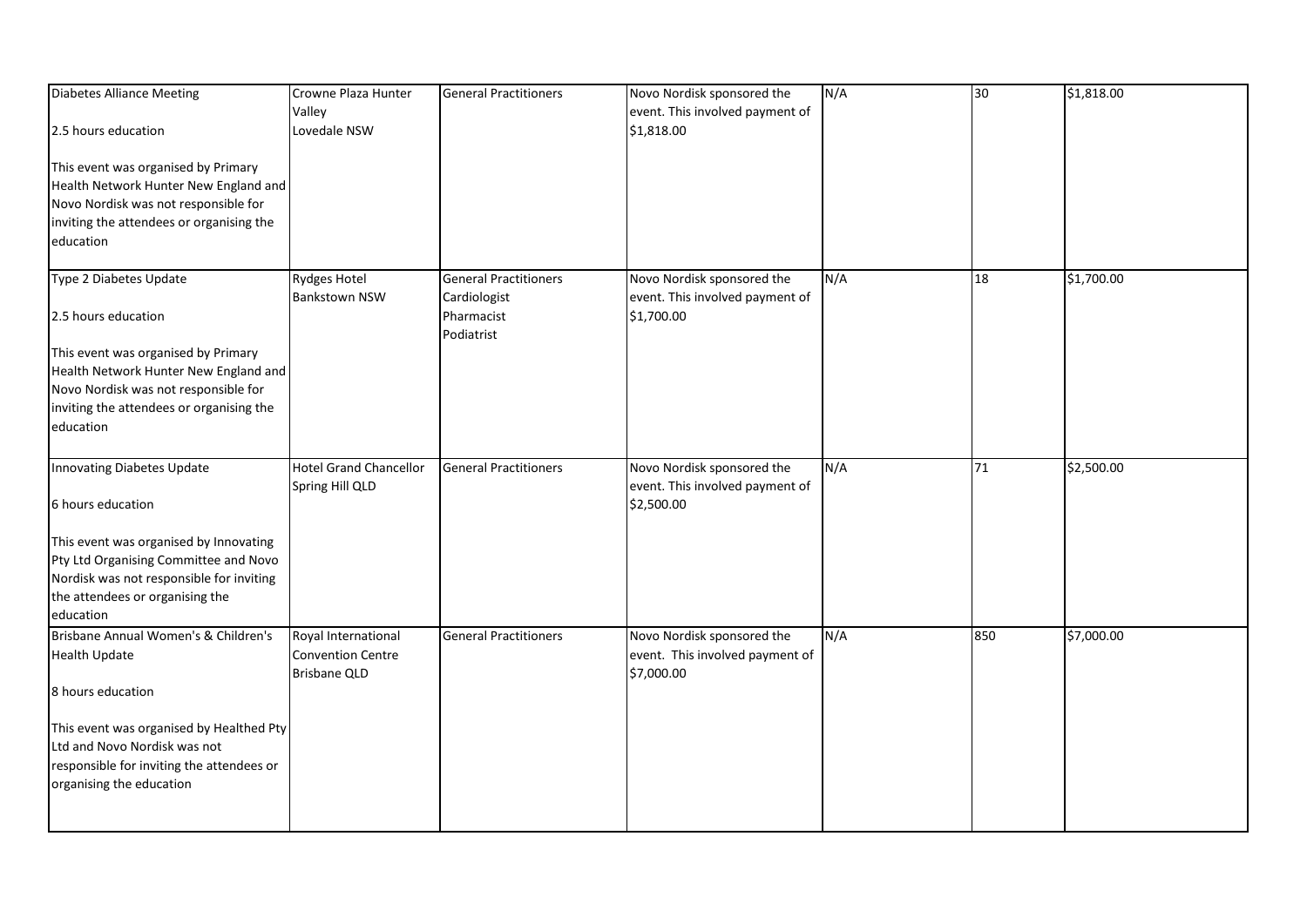| | | | | | | |
|---|---|---|---|---|---|---|
| Diabetes Alliance Meeting<br><br>2.5 hours education<br><br>This event was organised by Primary Health Network Hunter New England and Novo Nordisk was not responsible for inviting the attendees or organising the education | Crowne Plaza Hunter Valley<br>Lovedale NSW | General Practitioners | Novo Nordisk sponsored the event. This involved payment of $1,818.00 | N/A | 30 | $1,818.00 |
| Type 2 Diabetes Update<br><br>2.5 hours education<br><br>This event was organised by Primary Health Network Hunter New England and Novo Nordisk was not responsible for inviting the attendees or organising the education | Rydges Hotel<br>Bankstown NSW | General Practitioners<br>Cardiologist<br>Pharmacist<br>Podiatrist | Novo Nordisk sponsored the event. This involved payment of $1,700.00 | N/A | 18 | $1,700.00 |
| Innovating Diabetes Update<br><br>6 hours education<br><br>This event was organised by Innovating Pty Ltd Organising Committee and Novo Nordisk was not responsible for inviting the attendees or organising the education | Hotel Grand Chancellor<br>Spring Hill QLD | General Practitioners | Novo Nordisk sponsored the event. This involved payment of $2,500.00 | N/A | 71 | $2,500.00 |
| Brisbane Annual Women's & Children's Health Update<br><br>8 hours education<br><br>This event was organised by Healthed Pty Ltd and Novo Nordisk was not responsible for inviting the attendees or organising the education | Royal International Convention Centre<br>Brisbane QLD | General Practitioners | Novo Nordisk sponsored the event. This involved payment of $7,000.00 | N/A | 850 | $7,000.00 |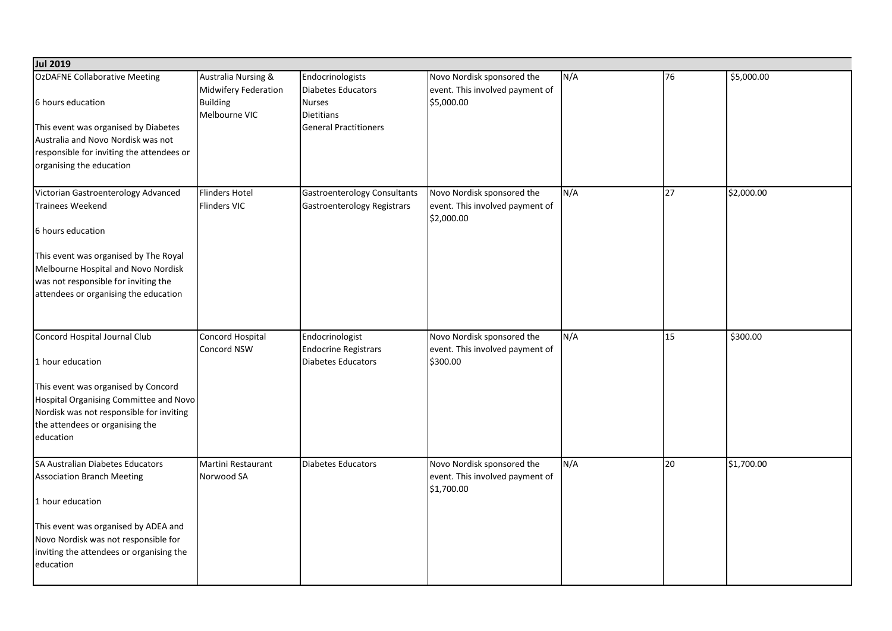| Jul 2019 | | | | | | |
|---|---|---|---|---|---|---|
| OzDAFNE Collaborative Meeting<br><br>6 hours education<br><br>This event was organised by Diabetes Australia and Novo Nordisk was not responsible for inviting the attendees or organising the education | Australia Nursing & Midwifery Federation Building<br>Melbourne VIC | Endocrinologists<br>Diabetes Educators<br>Nurses<br>Dietitians<br>General Practitioners | Novo Nordisk sponsored the event. This involved payment of $5,000.00 | N/A | 76 | $5,000.00 |
| Victorian Gastroenterology Advanced Trainees Weekend<br><br>6 hours education<br><br>This event was organised by The Royal Melbourne Hospital and Novo Nordisk was not responsible for inviting the attendees or organising the education | Flinders Hotel<br>Flinders VIC | Gastroenterology Consultants<br>Gastroenterology Registrars | Novo Nordisk sponsored the event. This involved payment of $2,000.00 | N/A | 27 | $2,000.00 |
| Concord Hospital Journal Club<br><br>1 hour education<br><br>This event was organised by Concord Hospital Organising Committee and Novo Nordisk was not responsible for inviting the attendees or organising the education | Concord Hospital<br>Concord NSW | Endocrinologist<br>Endocrine Registrars<br>Diabetes Educators | Novo Nordisk sponsored the event. This involved payment of $300.00 | N/A | 15 | $300.00 |
| SA Australian Diabetes Educators Association Branch Meeting<br><br>1 hour education<br><br>This event was organised by ADEA and Novo Nordisk was not responsible for inviting the attendees or organising the education | Martini Restaurant<br>Norwood SA | Diabetes Educators | Novo Nordisk sponsored the event. This involved payment of $1,700.00 | N/A | 20 | $1,700.00 |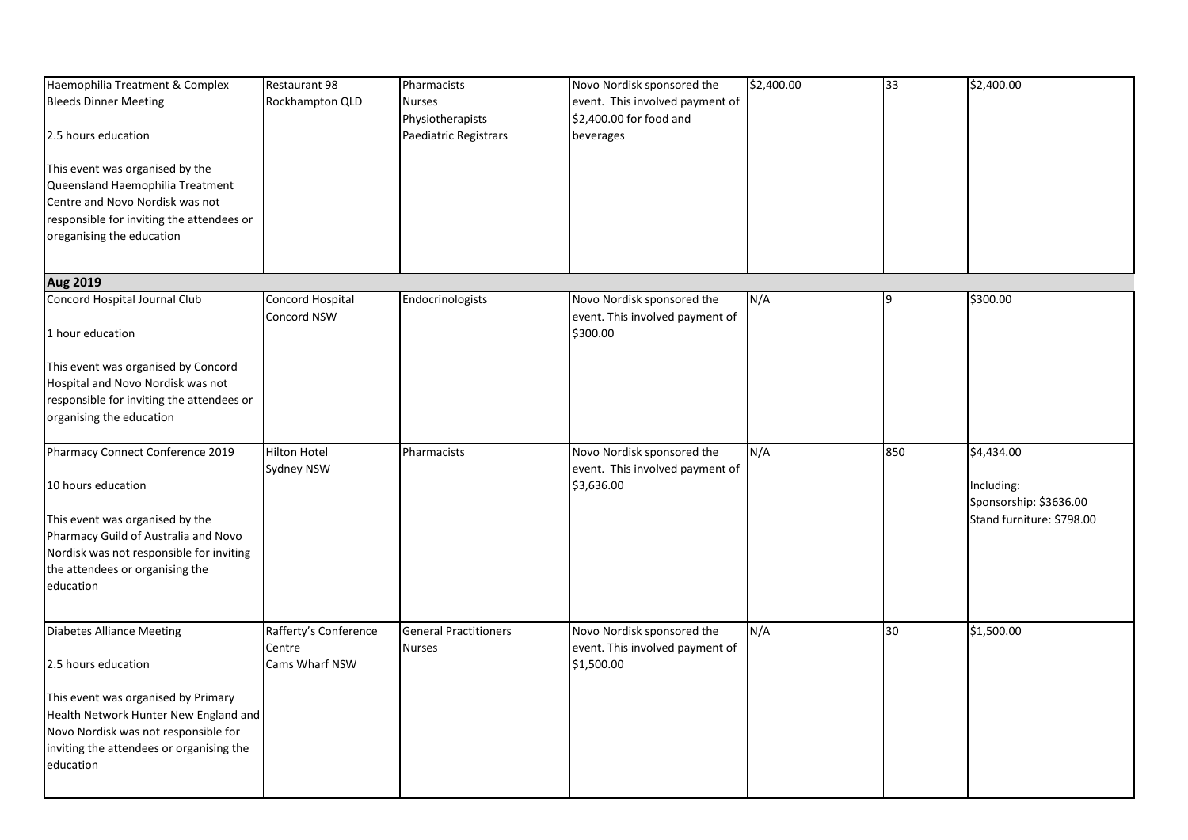| | | | | | | |
|---|---|---|---|---|---|---|
| Haemophilia Treatment & Complex Bleeds Dinner Meeting<br><br>2.5 hours education<br><br>This event was organised by the Queensland Haemophilia Treatment Centre and Novo Nordisk was not responsible for inviting the attendees or oreganising the education | Restaurant 98<br>Rockhampton QLD | Pharmacists<br>Nurses<br>Physiotherapists<br>Paediatric Registrars | Novo Nordisk sponsored the event. This involved payment of $2,400.00 for food and beverages | $2,400.00 | 33 | $2,400.00 |
| **Aug 2019** | | | | | | |
| Concord Hospital Journal Club<br><br>1 hour education<br><br>This event was organised by Concord Hospital and Novo Nordisk was not responsible for inviting the attendees or organising the education | Concord Hospital<br>Concord NSW | Endocrinologists | Novo Nordisk sponsored the event. This involved payment of $300.00 | N/A | 9 | $300.00 |
| Pharmacy Connect Conference 2019<br><br>10 hours education<br><br>This event was organised by the Pharmacy Guild of Australia and Novo Nordisk was not responsible for inviting the attendees or organising the education | Hilton Hotel<br>Sydney NSW | Pharmacists | Novo Nordisk sponsored the event. This involved payment of $3,636.00 | N/A | 850 | $4,434.00<br><br>Including:<br>Sponsorship: $3636.00<br>Stand furniture: $798.00 |
| Diabetes Alliance Meeting<br><br>2.5 hours education<br><br>This event was organised by Primary Health Network Hunter New England and Novo Nordisk was not responsible for inviting the attendees or organising the education | Rafferty's Conference Centre<br>Cams Wharf NSW | General Practitioners<br>Nurses | Novo Nordisk sponsored the event. This involved payment of $1,500.00 | N/A | 30 | $1,500.00 |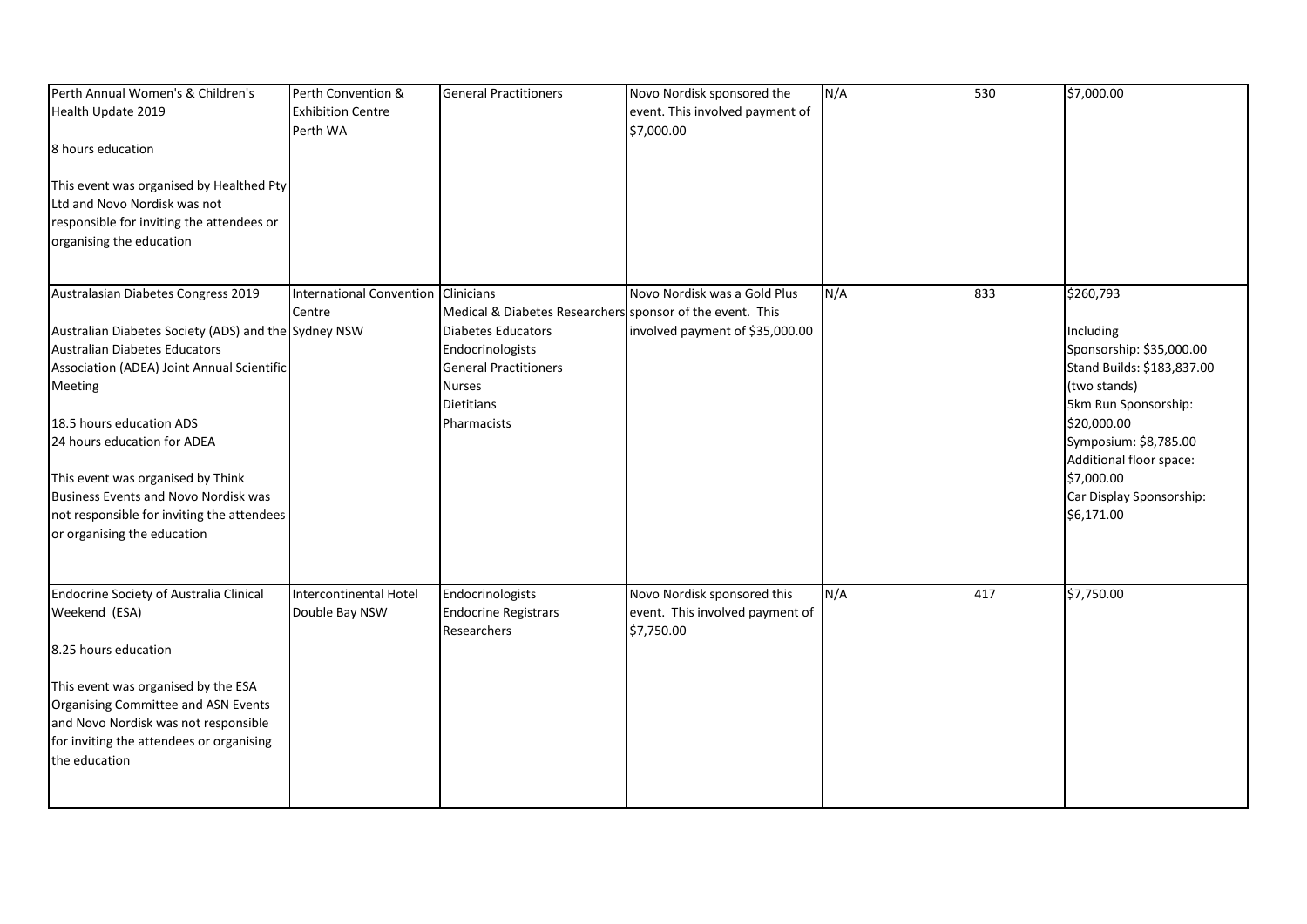| | | | | | | |
|---|---|---|---|---|---|---|
| Perth Annual Women's & Children's Health Update 2019<br><br>8 hours education<br><br>This event was organised by Healthed Pty Ltd and Novo Nordisk was not responsible for inviting the attendees or organising the education | Perth Convention & Exhibition Centre Perth WA | General Practitioners | Novo Nordisk sponsored the event. This involved payment of $7,000.00 | N/A | 530 | $7,000.00 |
| Australasian Diabetes Congress 2019<br><br>Australian Diabetes Society (ADS) and the Australian Diabetes Educators Association (ADEA) Joint Annual Scientific Meeting<br><br>18.5 hours education ADS<br>24 hours education for ADEA<br><br>This event was organised by Think Business Events and Novo Nordisk was not responsible for inviting the attendees or organising the education | International Convention Centre Sydney NSW | Clinicians<br>Medical & Diabetes Researchers<br>Diabetes Educators<br>Endocrinologists<br>General Practitioners<br>Nurses<br>Dietitians<br>Pharmacists | Novo Nordisk was a Gold Plus sponsor of the event. This involved payment of $35,000.00 | N/A | 833 | $260,793<br><br>Including<br>Sponsorship: $35,000.00<br>Stand Builds: $183,837.00 (two stands)<br>5km Run Sponsorship: $20,000.00<br>Symposium: $8,785.00<br>Additional floor space: $7,000.00<br>Car Display Sponsorship: $6,171.00 |
| Endocrine Society of Australia Clinical Weekend (ESA)<br><br>8.25 hours education<br><br>This event was organised by the ESA Organising Committee and ASN Events and Novo Nordisk was not responsible for inviting the attendees or organising the education | Intercontinental Hotel Double Bay NSW | Endocrinologists<br>Endocrine Registrars<br>Researchers | Novo Nordisk sponsored this event. This involved payment of $7,750.00 | N/A | 417 | $7,750.00 |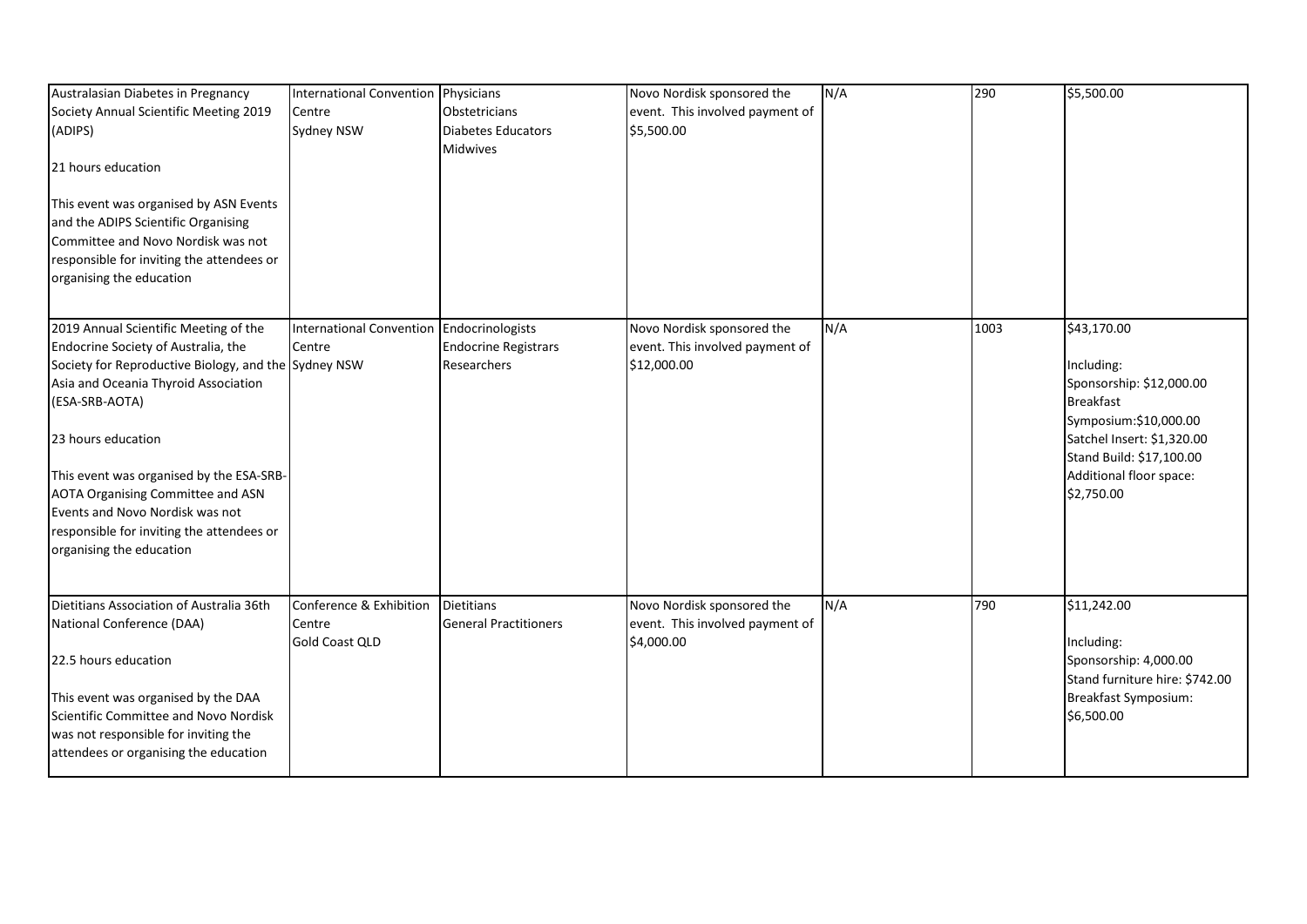| | | | | | | |
|---|---|---|---|---|---|---|
| Australasian Diabetes in Pregnancy Society Annual Scientific Meeting 2019 (ADIPS)<br><br>21 hours education<br><br>This event was organised by ASN Events and the ADIPS Scientific Organising Committee and Novo Nordisk was not responsible for inviting the attendees or organising the education | International Convention Centre<br>Sydney NSW | Physicians<br>Obstetricians<br>Diabetes Educators<br>Midwives | Novo Nordisk sponsored the event. This involved payment of $5,500.00 | N/A | 290 | $5,500.00 |
| 2019 Annual Scientific Meeting of the Endocrine Society of Australia, the Society for Reproductive Biology, and the Asia and Oceania Thyroid Association (ESA-SRB-AOTA)<br><br>23 hours education<br><br>This event was organised by the ESA-SRB-AOTA Organising Committee and ASN Events and Novo Nordisk was not responsible for inviting the attendees or organising the education | International Convention Centre<br>Sydney NSW | Endocrinologists<br>Endocrine Registrars<br>Researchers | Novo Nordisk sponsored the event. This involved payment of $12,000.00 | N/A | 1003 | $43,170.00<br><br>Including:<br>Sponsorship: $12,000.00<br>Breakfast Symposium:$10,000.00<br>Satchel Insert: $1,320.00<br>Stand Build: $17,100.00<br>Additional floor space: $2,750.00 |
| Dietitians Association of Australia 36th National Conference (DAA)<br><br>22.5 hours education<br><br>This event was organised by the DAA Scientific Committee and Novo Nordisk was not responsible for inviting the attendees or organising the education | Conference & Exhibition Centre<br>Gold Coast QLD | Dietitians<br>General Practitioners | Novo Nordisk sponsored the event. This involved payment of $4,000.00 | N/A | 790 | $11,242.00<br><br>Including:<br>Sponsorship: 4,000.00<br>Stand furniture hire: $742.00<br>Breakfast Symposium: $6,500.00 |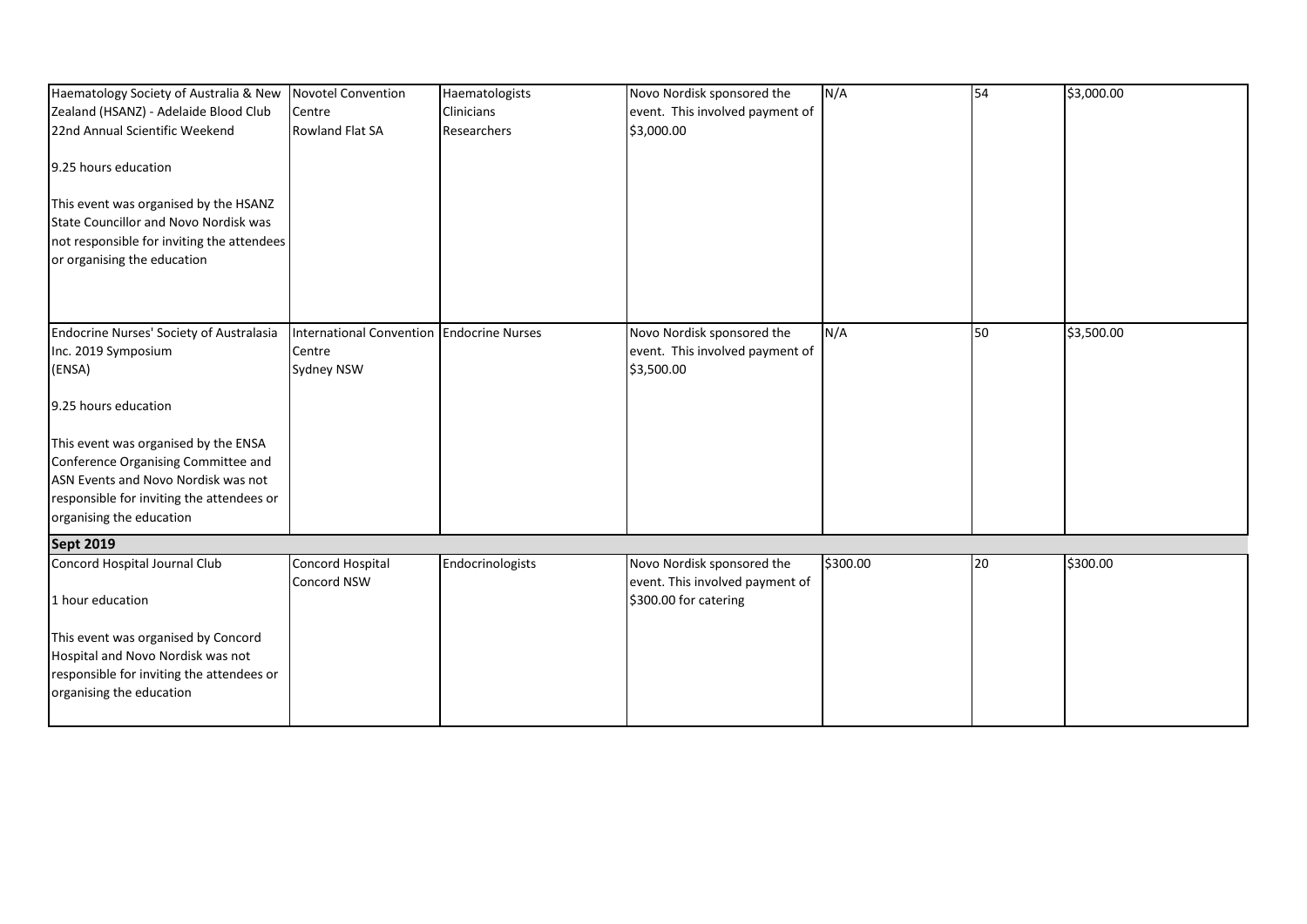| | | | | | | |
|---|---|---|---|---|---|---|
| Haematology Society of Australia & New Zealand (HSANZ) - Adelaide Blood Club 22nd Annual Scientific Weekend<br><br>9.25 hours education<br><br>This event was organised by the HSANZ State Councillor and Novo Nordisk was not responsible for inviting the attendees or organising the education | Novotel Convention Centre Rowland Flat SA | Haematologists Clinicians Researchers | Novo Nordisk sponsored the event. This involved payment of $3,000.00 | N/A | 54 | $3,000.00 |
| Endocrine Nurses' Society of Australasia Inc. 2019 Symposium (ENSA)<br><br>9.25 hours education<br><br>This event was organised by the ENSA Conference Organising Committee and ASN Events and Novo Nordisk was not responsible for inviting the attendees or organising the education | International Convention Centre Sydney NSW | Endocrine Nurses | Novo Nordisk sponsored the event. This involved payment of $3,500.00 | N/A | 50 | $3,500.00 |
| **Sept 2019** | | | | | | |
| Concord Hospital Journal Club<br><br>1 hour education<br><br>This event was organised by Concord Hospital and Novo Nordisk was not responsible for inviting the attendees or organising the education | Concord Hospital Concord NSW | Endocrinologists | Novo Nordisk sponsored the event. This involved payment of $300.00 for catering | $300.00 | 20 | $300.00 |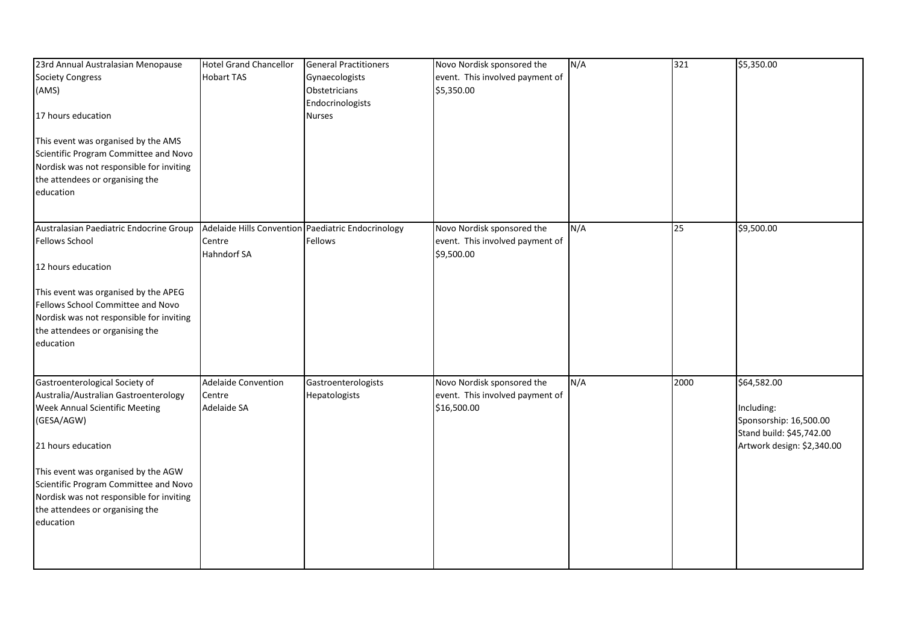| | | | | | | |
|---|---|---|---|---|---|---|
| 23rd Annual Australasian Menopause Society Congress<br>(AMS)<br><br>17 hours education<br><br>This event was organised by the AMS Scientific Program Committee and Novo Nordisk was not responsible for inviting the attendees or organising the education | Hotel Grand Chancellor<br>Hobart TAS | General Practitioners<br>Gynaecologists<br>Obstetricians<br>Endocrinologists<br>Nurses | Novo Nordisk sponsored the event. This involved payment of $5,350.00 | N/A | 321 | $5,350.00 |
| Australasian Paediatric Endocrine Group Fellows School<br><br>12 hours education<br><br>This event was organised by the APEG Fellows School Committee and Novo Nordisk was not responsible for inviting the attendees or organising the education | Adelaide Hills Convention Centre<br>Hahndorf SA | Paediatric Endocrinology Fellows | Novo Nordisk sponsored the event. This involved payment of $9,500.00 | N/A | 25 | $9,500.00 |
| Gastroenterological Society of Australia/Australian Gastroenterology Week Annual Scientific Meeting<br>(GESA/AGW)<br><br>21 hours education<br><br>This event was organised by the AGW Scientific Program Committee and Novo Nordisk was not responsible for inviting the attendees or organising the education | Adelaide Convention Centre<br>Adelaide SA | Gastroenterologists<br>Hepatologists | Novo Nordisk sponsored the event. This involved payment of $16,500.00 | N/A | 2000 | $64,582.00<br><br>Including:<br>Sponsorship: 16,500.00<br>Stand build: $45,742.00<br>Artwork design: $2,340.00 |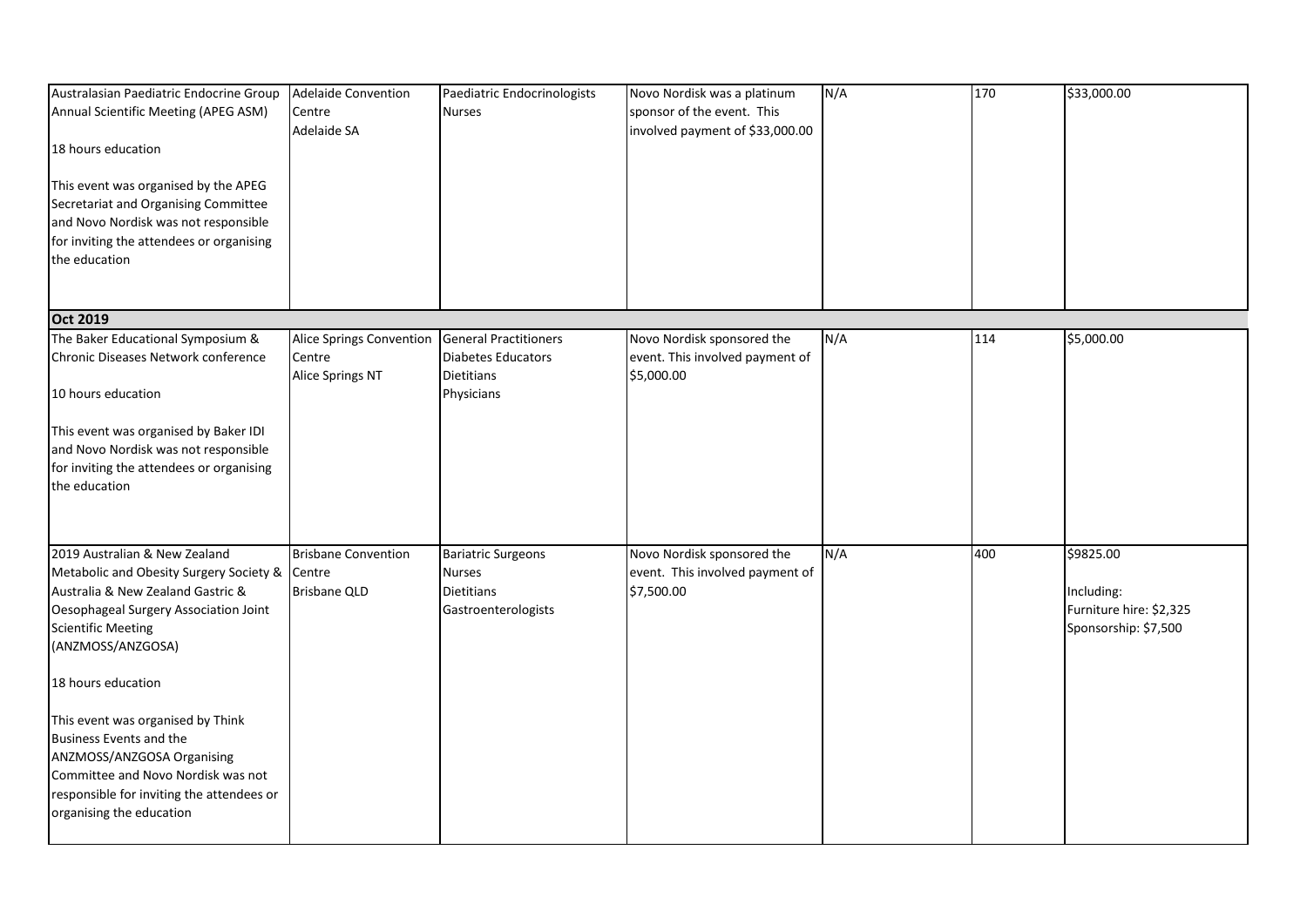| | | | | | | |
|---|---|---|---|---|---|---|
| Australasian Paediatric Endocrine Group Annual Scientific Meeting (APEG ASM)<br><br>18 hours education<br><br>This event was organised by the APEG Secretariat and Organising Committee and Novo Nordisk was not responsible for inviting the attendees or organising the education | Adelaide Convention Centre<br>Adelaide SA | Paediatric Endocrinologists<br>Nurses | Novo Nordisk was a platinum sponsor of the event. This involved payment of $33,000.00 | N/A | 170 | $33,000.00 |
| **Oct 2019** | | | | | | |
| The Baker Educational Symposium & Chronic Diseases Network conference<br><br>10 hours education<br><br>This event was organised by Baker IDI and Novo Nordisk was not responsible for inviting the attendees or organising the education | Alice Springs Convention Centre<br>Alice Springs NT | General Practitioners<br>Diabetes Educators<br>Dietitians<br>Physicians | Novo Nordisk sponsored the event. This involved payment of $5,000.00 | N/A | 114 | $5,000.00 |
| 2019 Australian & New Zealand Metabolic and Obesity Surgery Society & Australia & New Zealand Gastric & Oesophageal Surgery Association Joint Scientific Meeting (ANZMOSS/ANZGOSA)<br><br>18 hours education<br><br>This event was organised by Think Business Events and the ANZMOSS/ANZGOSA Organising Committee and Novo Nordisk was not responsible for inviting the attendees or organising the education | Brisbane Convention Centre<br>Brisbane QLD | Bariatric Surgeons<br>Nurses<br>Dietitians<br>Gastroenterologists | Novo Nordisk sponsored the event. This involved payment of $7,500.00 | N/A | 400 | $9825.00<br><br>Including:<br>Furniture hire: $2,325<br>Sponsorship: $7,500 |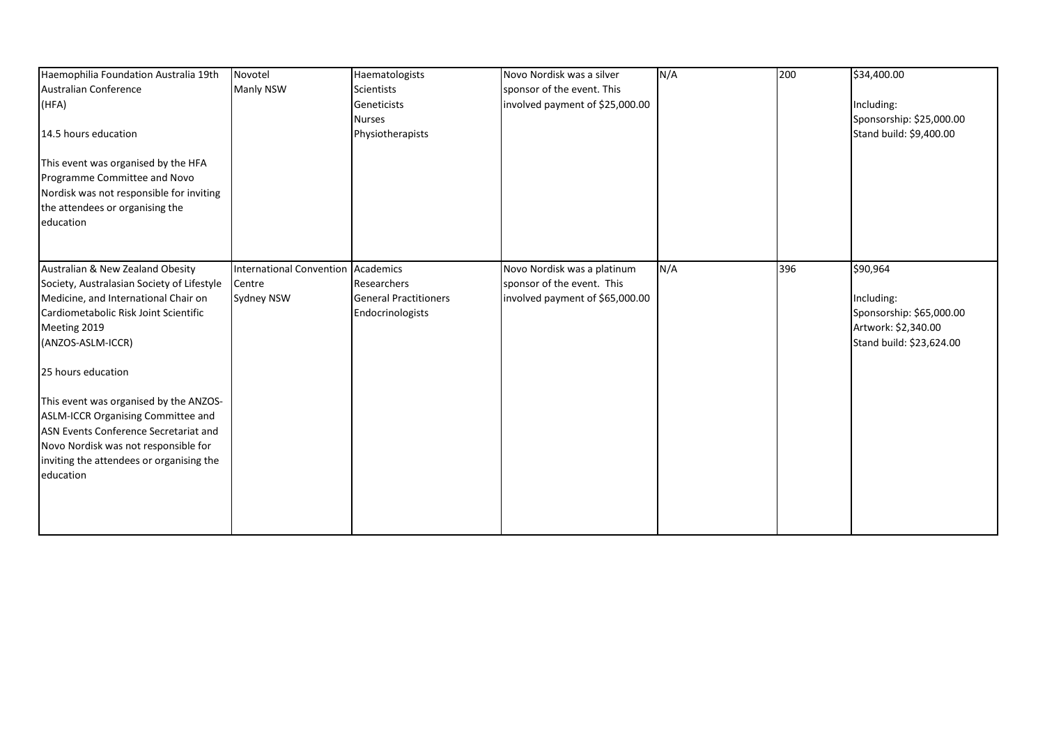| | | | | | | |
|---|---|---|---|---|---|---|
| Haemophilia Foundation Australia 19th Australian Conference (HFA)<br><br>14.5 hours education<br><br>This event was organised by the HFA Programme Committee and Novo Nordisk was not responsible for inviting the attendees or organising the education | Novotel Manly NSW | Haematologists<br>Scientists<br>Geneticists<br>Nurses<br>Physiotherapists | Novo Nordisk was a silver sponsor of the event. This involved payment of $25,000.00 | N/A | 200 | $34,400.00<br><br>Including:<br>Sponsorship: $25,000.00<br>Stand build: $9,400.00 |
| Australian & New Zealand Obesity Society, Australasian Society of Lifestyle Medicine, and International Chair on Cardiometabolic Risk Joint Scientific Meeting 2019 (ANZOS-ASLM-ICCR)<br><br>25 hours education<br><br>This event was organised by the ANZOS-ASLM-ICCR Organising Committee and ASN Events Conference Secretariat and Novo Nordisk was not responsible for inviting the attendees or organising the education | International Convention Centre Sydney NSW | Academics<br>Researchers<br>General Practitioners<br>Endocrinologists | Novo Nordisk was a platinum sponsor of the event. This involved payment of $65,000.00 | N/A | 396 | $90,964<br><br>Including:<br>Sponsorship: $65,000.00<br>Artwork: $2,340.00<br>Stand build: $23,624.00 |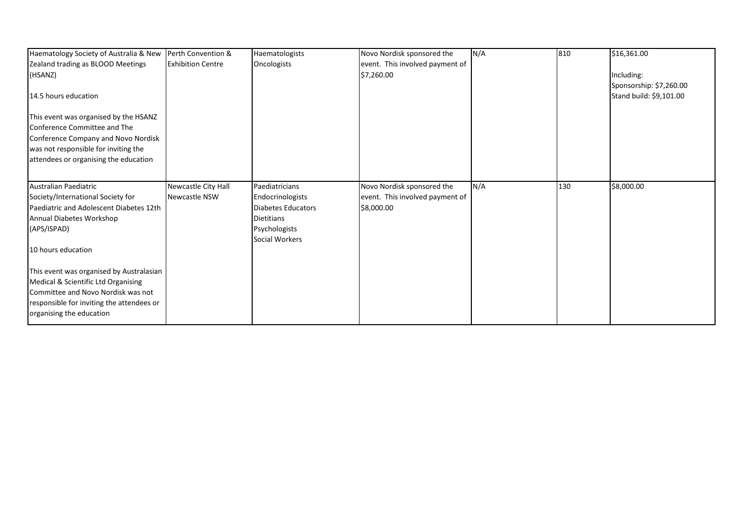| | | | | | | |
|---|---|---|---|---|---|---|
| Haematology Society of Australia & New Zealand trading as BLOOD Meetings (HSANZ)<br><br>14.5 hours education<br><br>This event was organised by the HSANZ Conference Committee and The Conference Company and Novo Nordisk was not responsible for inviting the attendees or organising the education | Perth Convention & Exhibition Centre | Haematologists<br>Oncologists | Novo Nordisk sponsored the event. This involved payment of $7,260.00 | N/A | 810 | $16,361.00<br><br>Including:<br>Sponsorship: $7,260.00<br>Stand build: $9,101.00 |
| Australian Paediatric Society/International Society for Paediatric and Adolescent Diabetes 12th Annual Diabetes Workshop (APS/ISPAD)<br><br>10 hours education<br><br>This event was organised by Australasian Medical & Scientific Ltd Organising Committee and Novo Nordisk was not responsible for inviting the attendees or organising the education | Newcastle City Hall Newcastle NSW | Paediatricians<br>Endocrinologists<br>Diabetes Educators<br>Dietitians<br>Psychologists<br>Social Workers | Novo Nordisk sponsored the event. This involved payment of $8,000.00 | N/A | 130 | $8,000.00 |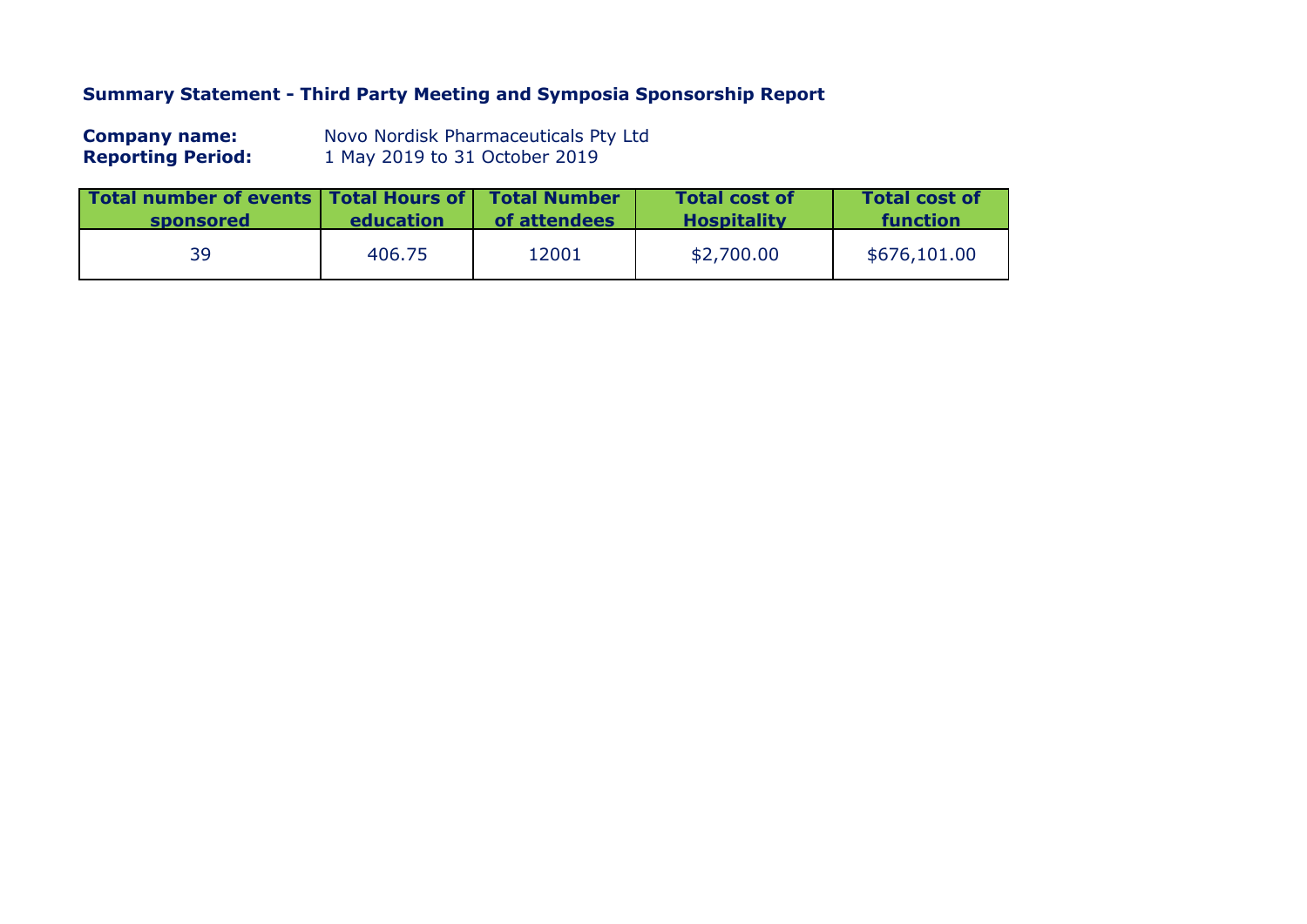**Summary Statement - Third Party Meeting and Symposia Sponsorship Report**

**Company name:** Novo Nordisk Pharmaceuticals Pty Ltd
**Reporting Period:** 1 May 2019 to 31 October 2019

| Total number of events sponsored | Total Hours of education | Total Number of attendees | Total cost of Hospitality | Total cost of function |
|---|---|---|---|---|
| 39 | 406.75 | 12001 | $2,700.00 | $676,101.00 |